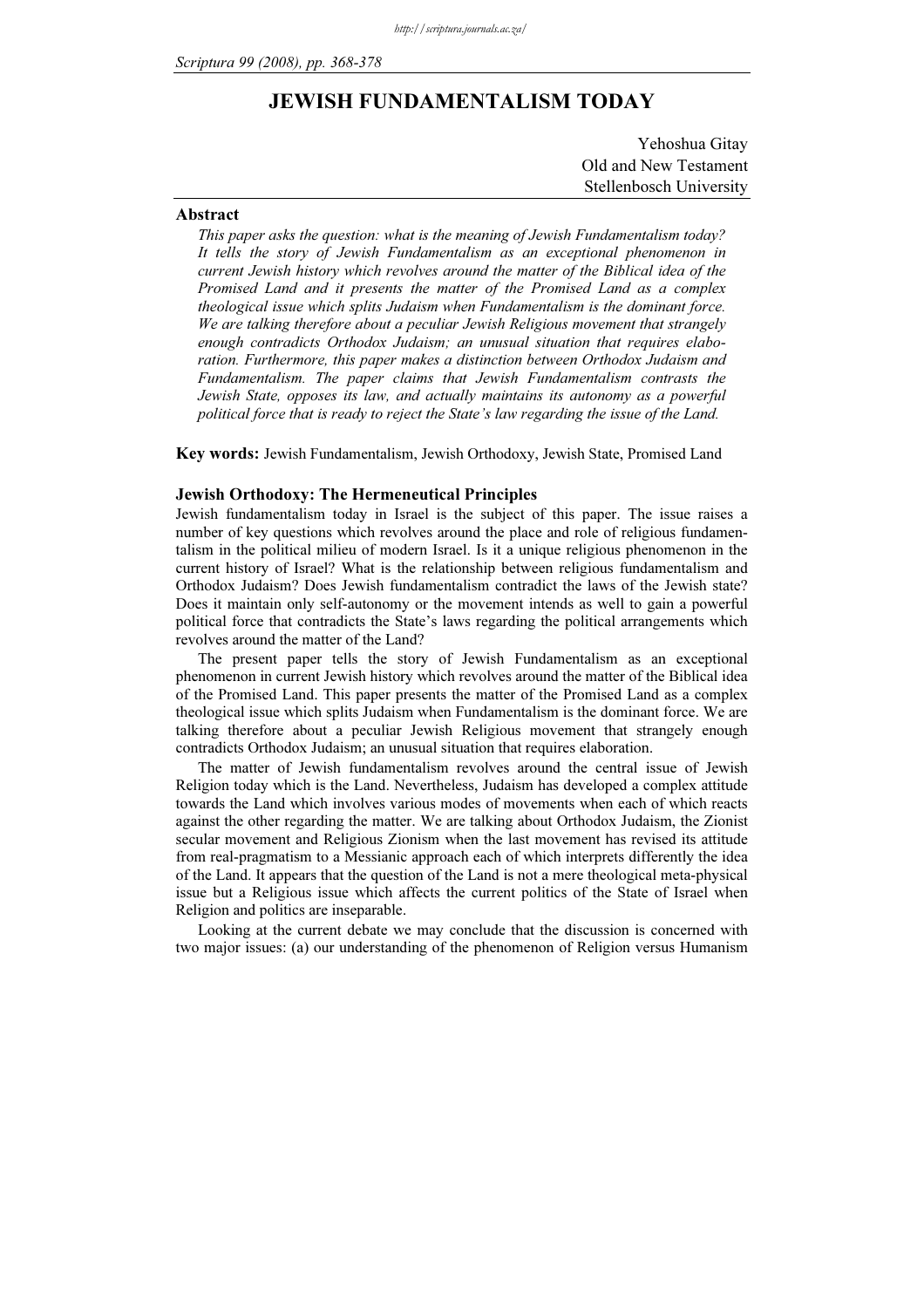# JEWISH FUNDAMENTALISM TODAY

Yehoshua Gitay
Old and New Testament
Stellenbosch University

## Abstract

*This paper asks the question: what is the meaning of Jewish Fundamentalism today? It tells the story of Jewish Fundamentalism as an exceptional phenomenon in current Jewish history which revolves around the matter of the Biblical idea of the Promised Land and it presents the matter of the Promised Land as a complex theological issue which splits Judaism when Fundamentalism is the dominant force. We are talking therefore about a peculiar Jewish Religious movement that strangely enough contradicts Orthodox Judaism; an unusual situation that requires elaboration. Furthermore, this paper makes a distinction between Orthodox Judaism and Fundamentalism. The paper claims that Jewish Fundamentalism contrasts the Jewish State, opposes its law, and actually maintains its autonomy as a powerful political force that is ready to reject the State's law regarding the issue of the Land.*

**Key words:** Jewish Fundamentalism, Jewish Orthodoxy, Jewish State, Promised Land

### Jewish Orthodoxy: The Hermeneutical Principles

Jewish fundamentalism today in Israel is the subject of this paper. The issue raises a number of key questions which revolves around the place and role of religious fundamentalism in the political milieu of modern Israel. Is it a unique religious phenomenon in the current history of Israel? What is the relationship between religious fundamentalism and Orthodox Judaism? Does Jewish fundamentalism contradict the laws of the Jewish state? Does it maintain only self-autonomy or the movement intends as well to gain a powerful political force that contradicts the State's laws regarding the political arrangements which revolves around the matter of the Land?

The present paper tells the story of Jewish Fundamentalism as an exceptional phenomenon in current Jewish history which revolves around the matter of the Biblical idea of the Promised Land. This paper presents the matter of the Promised Land as a complex theological issue which splits Judaism when Fundamentalism is the dominant force. We are talking therefore about a peculiar Jewish Religious movement that strangely enough contradicts Orthodox Judaism; an unusual situation that requires elaboration.

The matter of Jewish fundamentalism revolves around the central issue of Jewish Religion today which is the Land. Nevertheless, Judaism has developed a complex attitude towards the Land which involves various modes of movements when each of which reacts against the other regarding the matter. We are talking about Orthodox Judaism, the Zionist secular movement and Religious Zionism when the last movement has revised its attitude from real-pragmatism to a Messianic approach each of which interprets differently the idea of the Land. It appears that the question of the Land is not a mere theological meta-physical issue but a Religious issue which affects the current politics of the State of Israel when Religion and politics are inseparable.

Looking at the current debate we may conclude that the discussion is concerned with two major issues: (a) our understanding of the phenomenon of Religion versus Humanism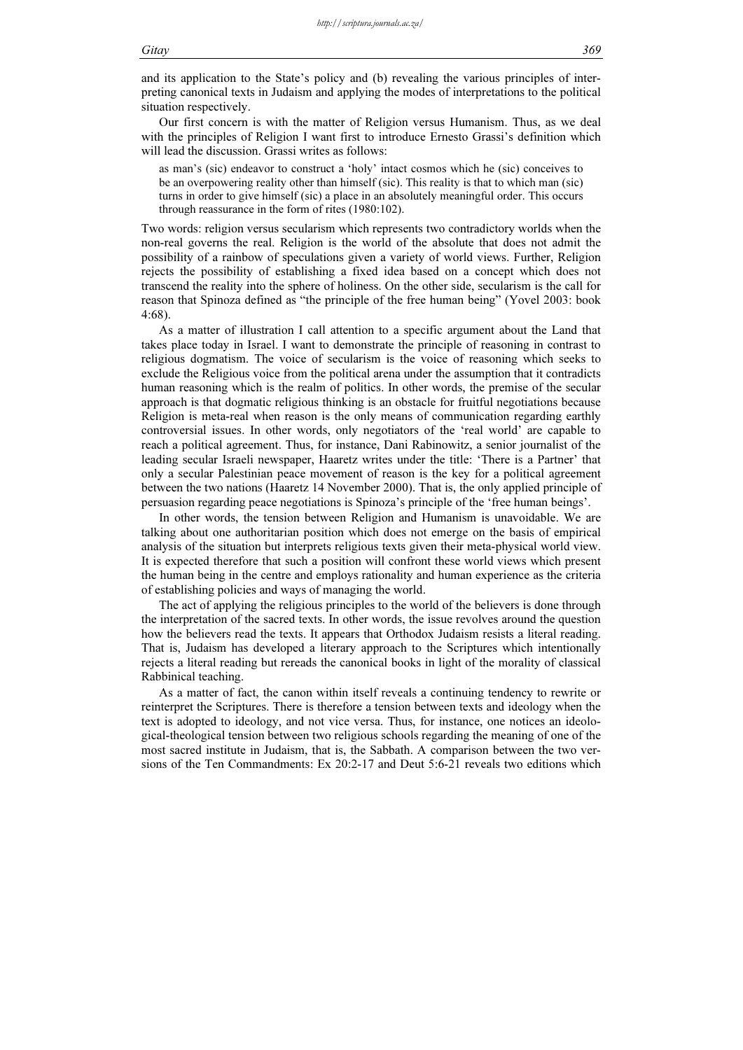and its application to the State's policy and (b) revealing the various principles of interpreting canonical texts in Judaism and applying the modes of interpretations to the political situation respectively.

Our first concern is with the matter of Religion versus Humanism. Thus, as we deal with the principles of Religion I want first to introduce Ernesto Grassi's definition which will lead the discussion. Grassi writes as follows:

> as man's (sic) endeavor to construct a 'holy' intact cosmos which he (sic) conceives to be an overpowering reality other than himself (sic). This reality is that to which man (sic) turns in order to give himself (sic) a place in an absolutely meaningful order. This occurs through reassurance in the form of rites (1980:102).

Two words: religion versus secularism which represents two contradictory worlds when the non-real governs the real. Religion is the world of the absolute that does not admit the possibility of a rainbow of speculations given a variety of world views. Further, Religion rejects the possibility of establishing a fixed idea based on a concept which does not transcend the reality into the sphere of holiness. On the other side, secularism is the call for reason that Spinoza defined as "the principle of the free human being" (Yovel 2003: book 4:68).

As a matter of illustration I call attention to a specific argument about the Land that takes place today in Israel. I want to demonstrate the principle of reasoning in contrast to religious dogmatism. The voice of secularism is the voice of reasoning which seeks to exclude the Religious voice from the political arena under the assumption that it contradicts human reasoning which is the realm of politics. In other words, the premise of the secular approach is that dogmatic religious thinking is an obstacle for fruitful negotiations because Religion is meta-real when reason is the only means of communication regarding earthly controversial issues. In other words, only negotiators of the 'real world' are capable to reach a political agreement. Thus, for instance, Dani Rabinowitz, a senior journalist of the leading secular Israeli newspaper, Haaretz writes under the title: 'There is a Partner' that only a secular Palestinian peace movement of reason is the key for a political agreement between the two nations (Haaretz 14 November 2000). That is, the only applied principle of persuasion regarding peace negotiations is Spinoza's principle of the 'free human beings'.

In other words, the tension between Religion and Humanism is unavoidable. We are talking about one authoritarian position which does not emerge on the basis of empirical analysis of the situation but interprets religious texts given their meta-physical world view. It is expected therefore that such a position will confront these world views which present the human being in the centre and employs rationality and human experience as the criteria of establishing policies and ways of managing the world.

The act of applying the religious principles to the world of the believers is done through the interpretation of the sacred texts. In other words, the issue revolves around the question how the believers read the texts. It appears that Orthodox Judaism resists a literal reading. That is, Judaism has developed a literary approach to the Scriptures which intentionally rejects a literal reading but rereads the canonical books in light of the morality of classical Rabbinical teaching.

As a matter of fact, the canon within itself reveals a continuing tendency to rewrite or reinterpret the Scriptures. There is therefore a tension between texts and ideology when the text is adopted to ideology, and not vice versa. Thus, for instance, one notices an ideological-theological tension between two religious schools regarding the meaning of one of the most sacred institute in Judaism, that is, the Sabbath. A comparison between the two versions of the Ten Commandments: Ex 20:2-17 and Deut 5:6-21 reveals two editions which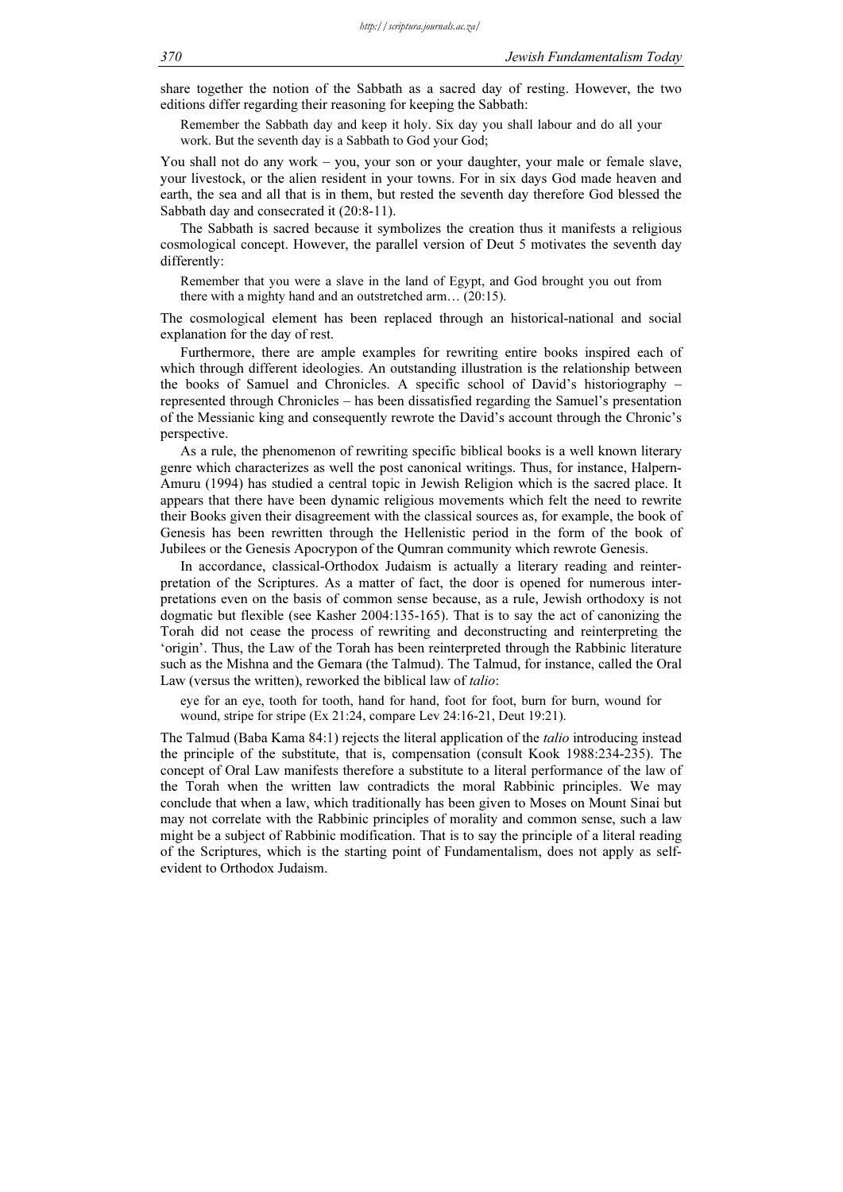share together the notion of the Sabbath as a sacred day of resting. However, the two editions differ regarding their reasoning for keeping the Sabbath:

> Remember the Sabbath day and keep it holy. Six day you shall labour and do all your work. But the seventh day is a Sabbath to God your God;

You shall not do any work – you, your son or your daughter, your male or female slave, your livestock, or the alien resident in your towns. For in six days God made heaven and earth, the sea and all that is in them, but rested the seventh day therefore God blessed the Sabbath day and consecrated it (20:8-11).

The Sabbath is sacred because it symbolizes the creation thus it manifests a religious cosmological concept. However, the parallel version of Deut 5 motivates the seventh day differently:

> Remember that you were a slave in the land of Egypt, and God brought you out from there with a mighty hand and an outstretched arm… (20:15).

The cosmological element has been replaced through an historical-national and social explanation for the day of rest.

Furthermore, there are ample examples for rewriting entire books inspired each of which through different ideologies. An outstanding illustration is the relationship between the books of Samuel and Chronicles. A specific school of David's historiography – represented through Chronicles – has been dissatisfied regarding the Samuel's presentation of the Messianic king and consequently rewrote the David's account through the Chronic's perspective.

As a rule, the phenomenon of rewriting specific biblical books is a well known literary genre which characterizes as well the post canonical writings. Thus, for instance, Halpern-Amuru (1994) has studied a central topic in Jewish Religion which is the sacred place. It appears that there have been dynamic religious movements which felt the need to rewrite their Books given their disagreement with the classical sources as, for example, the book of Genesis has been rewritten through the Hellenistic period in the form of the book of Jubilees or the Genesis Apocrypon of the Qumran community which rewrote Genesis.

In accordance, classical-Orthodox Judaism is actually a literary reading and reinterpretation of the Scriptures. As a matter of fact, the door is opened for numerous interpretations even on the basis of common sense because, as a rule, Jewish orthodoxy is not dogmatic but flexible (see Kasher 2004:135-165). That is to say the act of canonizing the Torah did not cease the process of rewriting and deconstructing and reinterpreting the 'origin'. Thus, the Law of the Torah has been reinterpreted through the Rabbinic literature such as the Mishna and the Gemara (the Talmud). The Talmud, for instance, called the Oral Law (versus the written), reworked the biblical law of *talio*:

> eye for an eye, tooth for tooth, hand for hand, foot for foot, burn for burn, wound for wound, stripe for stripe (Ex 21:24, compare Lev 24:16-21, Deut 19:21).

The Talmud (Baba Kama 84:1) rejects the literal application of the *talio* introducing instead the principle of the substitute, that is, compensation (consult Kook 1988:234-235). The concept of Oral Law manifests therefore a substitute to a literal performance of the law of the Torah when the written law contradicts the moral Rabbinic principles. We may conclude that when a law, which traditionally has been given to Moses on Mount Sinai but may not correlate with the Rabbinic principles of morality and common sense, such a law might be a subject of Rabbinic modification. That is to say the principle of a literal reading of the Scriptures, which is the starting point of Fundamentalism, does not apply as self-evident to Orthodox Judaism.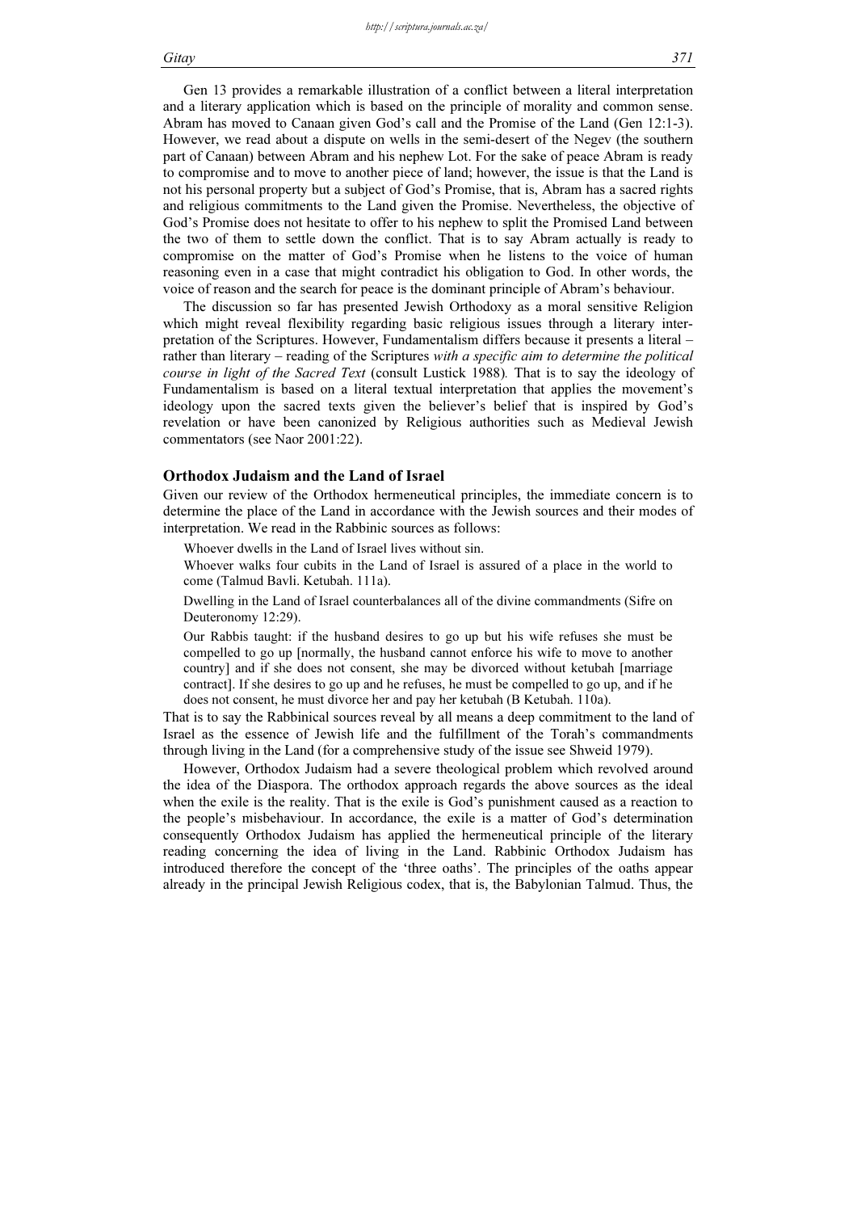Gen 13 provides a remarkable illustration of a conflict between a literal interpretation and a literary application which is based on the principle of morality and common sense. Abram has moved to Canaan given God's call and the Promise of the Land (Gen 12:1-3). However, we read about a dispute on wells in the semi-desert of the Negev (the southern part of Canaan) between Abram and his nephew Lot. For the sake of peace Abram is ready to compromise and to move to another piece of land; however, the issue is that the Land is not his personal property but a subject of God's Promise, that is, Abram has a sacred rights and religious commitments to the Land given the Promise. Nevertheless, the objective of God's Promise does not hesitate to offer to his nephew to split the Promised Land between the two of them to settle down the conflict. That is to say Abram actually is ready to compromise on the matter of God's Promise when he listens to the voice of human reasoning even in a case that might contradict his obligation to God. In other words, the voice of reason and the search for peace is the dominant principle of Abram's behaviour.

The discussion so far has presented Jewish Orthodoxy as a moral sensitive Religion which might reveal flexibility regarding basic religious issues through a literary interpretation of the Scriptures. However, Fundamentalism differs because it presents a literal – rather than literary – reading of the Scriptures *with a specific aim to determine the political course in light of the Sacred Text* (consult Lustick 1988). That is to say the ideology of Fundamentalism is based on a literal textual interpretation that applies the movement's ideology upon the sacred texts given the believer's belief that is inspired by God's revelation or have been canonized by Religious authorities such as Medieval Jewish commentators (see Naor 2001:22).

## Orthodox Judaism and the Land of Israel

Given our review of the Orthodox hermeneutical principles, the immediate concern is to determine the place of the Land in accordance with the Jewish sources and their modes of interpretation. We read in the Rabbinic sources as follows:

> Whoever dwells in the Land of Israel lives without sin.
>
> Whoever walks four cubits in the Land of Israel is assured of a place in the world to come (Talmud Bavli. Ketubah. 111a).
>
> Dwelling in the Land of Israel counterbalances all of the divine commandments (Sifre on Deuteronomy 12:29).
>
> Our Rabbis taught: if the husband desires to go up but his wife refuses she must be compelled to go up [normally, the husband cannot enforce his wife to move to another country] and if she does not consent, she may be divorced without ketubah [marriage contract]. If she desires to go up and he refuses, he must be compelled to go up, and if he does not consent, he must divorce her and pay her ketubah (B Ketubah. 110a).

That is to say the Rabbinical sources reveal by all means a deep commitment to the land of Israel as the essence of Jewish life and the fulfillment of the Torah's commandments through living in the Land (for a comprehensive study of the issue see Shweid 1979).

However, Orthodox Judaism had a severe theological problem which revolved around the idea of the Diaspora. The orthodox approach regards the above sources as the ideal when the exile is the reality. That is the exile is God's punishment caused as a reaction to the people's misbehaviour. In accordance, the exile is a matter of God's determination consequently Orthodox Judaism has applied the hermeneutical principle of the literary reading concerning the idea of living in the Land. Rabbinic Orthodox Judaism has introduced therefore the concept of the 'three oaths'. The principles of the oaths appear already in the principal Jewish Religious codex, that is, the Babylonian Talmud. Thus, the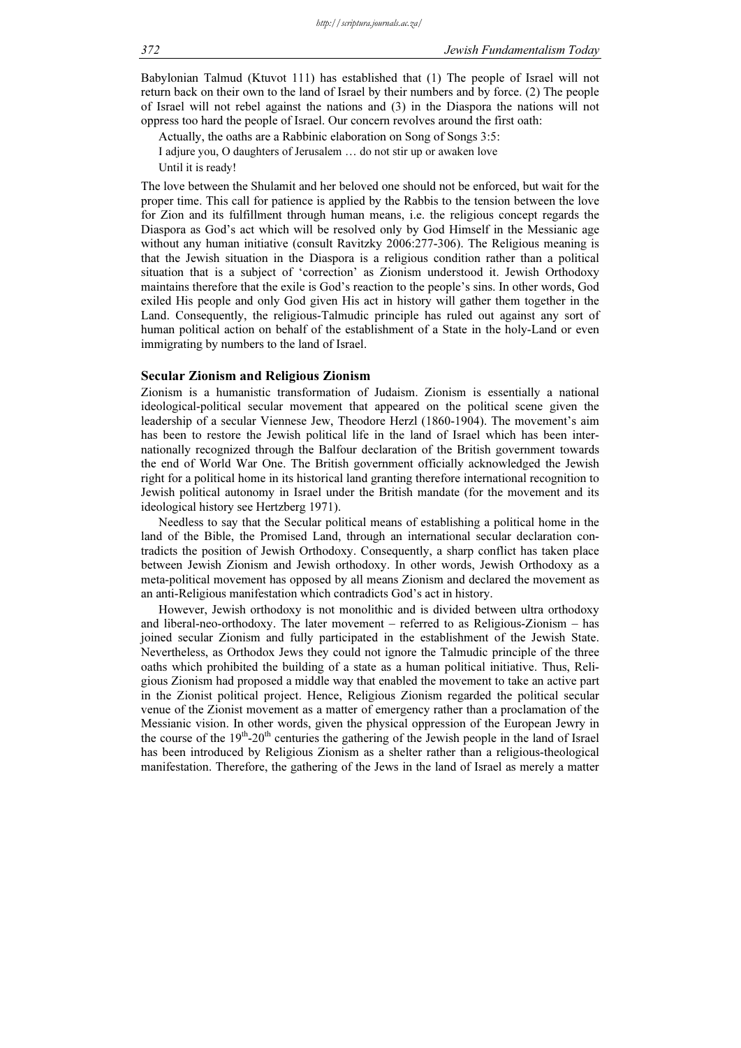Babylonian Talmud (Ktuvot 111) has established that (1) The people of Israel will not return back on their own to the land of Israel by their numbers and by force. (2) The people of Israel will not rebel against the nations and (3) in the Diaspora the nations will not oppress too hard the people of Israel. Our concern revolves around the first oath:

Actually, the oaths are a Rabbinic elaboration on Song of Songs 3:5:

> I adjure you, O daughters of Jerusalem … do not stir up or awaken love
> Until it is ready!

The love between the Shulamit and her beloved one should not be enforced, but wait for the proper time. This call for patience is applied by the Rabbis to the tension between the love for Zion and its fulfillment through human means, i.e. the religious concept regards the Diaspora as God's act which will be resolved only by God Himself in the Messianic age without any human initiative (consult Ravitzky 2006:277-306). The Religious meaning is that the Jewish situation in the Diaspora is a religious condition rather than a political situation that is a subject of 'correction' as Zionism understood it. Jewish Orthodoxy maintains therefore that the exile is God's reaction to the people's sins. In other words, God exiled His people and only God given His act in history will gather them together in the Land. Consequently, the religious-Talmudic principle has ruled out against any sort of human political action on behalf of the establishment of a State in the holy-Land or even immigrating by numbers to the land of Israel.

## Secular Zionism and Religious Zionism

Zionism is a humanistic transformation of Judaism. Zionism is essentially a national ideological-political secular movement that appeared on the political scene given the leadership of a secular Viennese Jew, Theodore Herzl (1860-1904). The movement's aim has been to restore the Jewish political life in the land of Israel which has been internationally recognized through the Balfour declaration of the British government towards the end of World War One. The British government officially acknowledged the Jewish right for a political home in its historical land granting therefore international recognition to Jewish political autonomy in Israel under the British mandate (for the movement and its ideological history see Hertzberg 1971).

Needless to say that the Secular political means of establishing a political home in the land of the Bible, the Promised Land, through an international secular declaration contradicts the position of Jewish Orthodoxy. Consequently, a sharp conflict has taken place between Jewish Zionism and Jewish orthodoxy. In other words, Jewish Orthodoxy as a meta-political movement has opposed by all means Zionism and declared the movement as an anti-Religious manifestation which contradicts God's act in history.

However, Jewish orthodoxy is not monolithic and is divided between ultra orthodoxy and liberal-neo-orthodoxy. The later movement – referred to as Religious-Zionism – has joined secular Zionism and fully participated in the establishment of the Jewish State. Nevertheless, as Orthodox Jews they could not ignore the Talmudic principle of the three oaths which prohibited the building of a state as a human political initiative. Thus, Religious Zionism had proposed a middle way that enabled the movement to take an active part in the Zionist political project. Hence, Religious Zionism regarded the political secular venue of the Zionist movement as a matter of emergency rather than a proclamation of the Messianic vision. In other words, given the physical oppression of the European Jewry in the course of the 19th-20th centuries the gathering of the Jewish people in the land of Israel has been introduced by Religious Zionism as a shelter rather than a religious-theological manifestation. Therefore, the gathering of the Jews in the land of Israel as merely a matter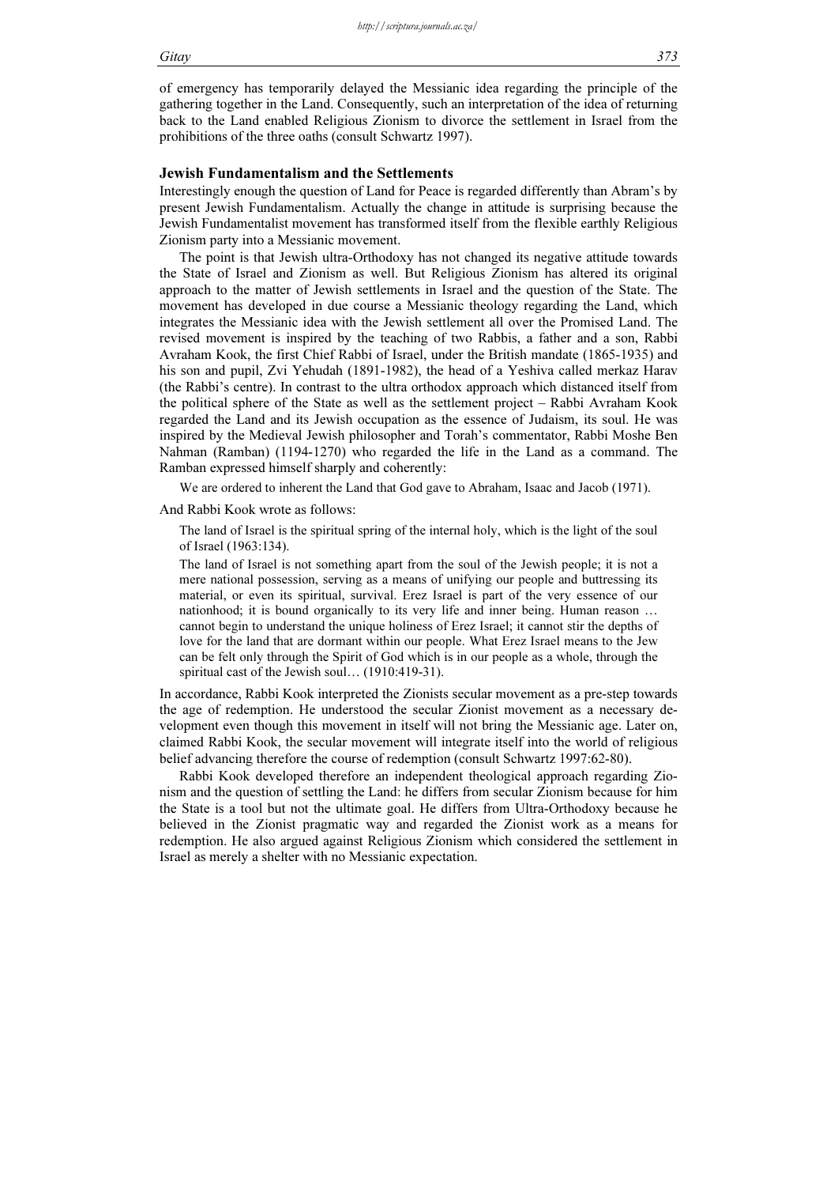of emergency has temporarily delayed the Messianic idea regarding the principle of the gathering together in the Land. Consequently, such an interpretation of the idea of returning back to the Land enabled Religious Zionism to divorce the settlement in Israel from the prohibitions of the three oaths (consult Schwartz 1997).

## Jewish Fundamentalism and the Settlements

Interestingly enough the question of Land for Peace is regarded differently than Abram's by present Jewish Fundamentalism. Actually the change in attitude is surprising because the Jewish Fundamentalist movement has transformed itself from the flexible earthly Religious Zionism party into a Messianic movement.

The point is that Jewish ultra-Orthodoxy has not changed its negative attitude towards the State of Israel and Zionism as well. But Religious Zionism has altered its original approach to the matter of Jewish settlements in Israel and the question of the State. The movement has developed in due course a Messianic theology regarding the Land, which integrates the Messianic idea with the Jewish settlement all over the Promised Land. The revised movement is inspired by the teaching of two Rabbis, a father and a son, Rabbi Avraham Kook, the first Chief Rabbi of Israel, under the British mandate (1865-1935) and his son and pupil, Zvi Yehudah (1891-1982), the head of a Yeshiva called merkaz Harav (the Rabbi's centre). In contrast to the ultra orthodox approach which distanced itself from the political sphere of the State as well as the settlement project – Rabbi Avraham Kook regarded the Land and its Jewish occupation as the essence of Judaism, its soul. He was inspired by the Medieval Jewish philosopher and Torah's commentator, Rabbi Moshe Ben Nahman (Ramban) (1194-1270) who regarded the life in the Land as a command. The Ramban expressed himself sharply and coherently:

> We are ordered to inherent the Land that God gave to Abraham, Isaac and Jacob (1971).

And Rabbi Kook wrote as follows:

> The land of Israel is the spiritual spring of the internal holy, which is the light of the soul of Israel (1963:134).
>
> The land of Israel is not something apart from the soul of the Jewish people; it is not a mere national possession, serving as a means of unifying our people and buttressing its material, or even its spiritual, survival. Erez Israel is part of the very essence of our nationhood; it is bound organically to its very life and inner being. Human reason … cannot begin to understand the unique holiness of Erez Israel; it cannot stir the depths of love for the land that are dormant within our people. What Erez Israel means to the Jew can be felt only through the Spirit of God which is in our people as a whole, through the spiritual cast of the Jewish soul… (1910:419-31).

In accordance, Rabbi Kook interpreted the Zionists secular movement as a pre-step towards the age of redemption. He understood the secular Zionist movement as a necessary development even though this movement in itself will not bring the Messianic age. Later on, claimed Rabbi Kook, the secular movement will integrate itself into the world of religious belief advancing therefore the course of redemption (consult Schwartz 1997:62-80).

Rabbi Kook developed therefore an independent theological approach regarding Zionism and the question of settling the Land: he differs from secular Zionism because for him the State is a tool but not the ultimate goal. He differs from Ultra-Orthodoxy because he believed in the Zionist pragmatic way and regarded the Zionist work as a means for redemption. He also argued against Religious Zionism which considered the settlement in Israel as merely a shelter with no Messianic expectation.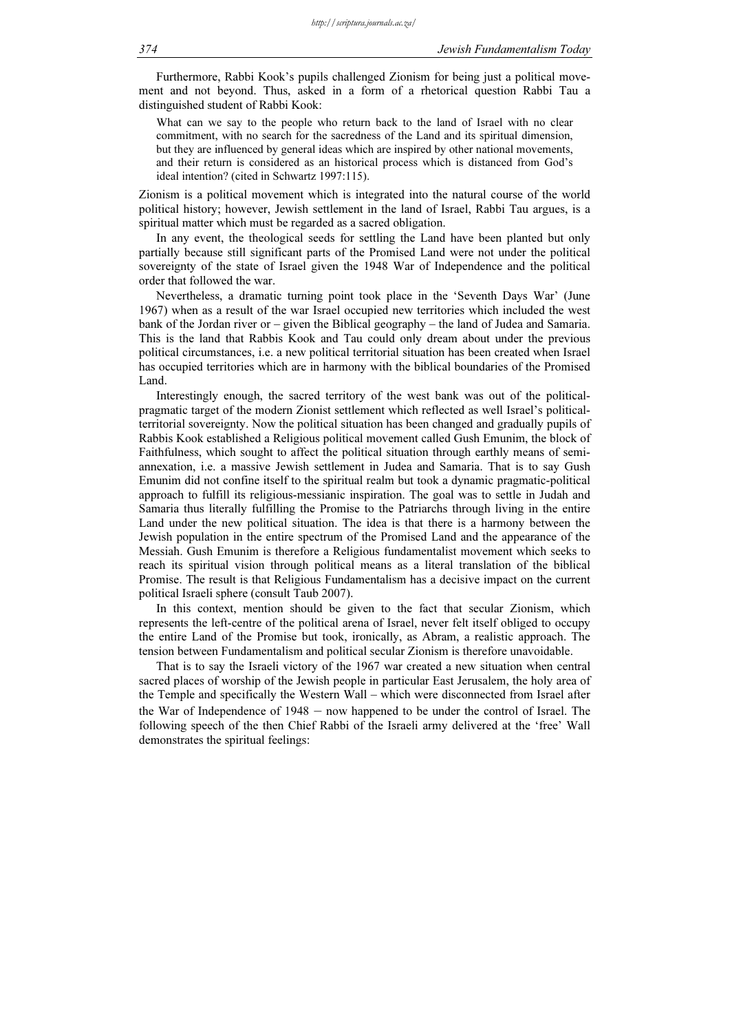Furthermore, Rabbi Kook's pupils challenged Zionism for being just a political movement and not beyond. Thus, asked in a form of a rhetorical question Rabbi Tau a distinguished student of Rabbi Kook:

> What can we say to the people who return back to the land of Israel with no clear commitment, with no search for the sacredness of the Land and its spiritual dimension, but they are influenced by general ideas which are inspired by other national movements, and their return is considered as an historical process which is distanced from God's ideal intention? (cited in Schwartz 1997:115).

Zionism is a political movement which is integrated into the natural course of the world political history; however, Jewish settlement in the land of Israel, Rabbi Tau argues, is a spiritual matter which must be regarded as a sacred obligation.

In any event, the theological seeds for settling the Land have been planted but only partially because still significant parts of the Promised Land were not under the political sovereignty of the state of Israel given the 1948 War of Independence and the political order that followed the war.

Nevertheless, a dramatic turning point took place in the 'Seventh Days War' (June 1967) when as a result of the war Israel occupied new territories which included the west bank of the Jordan river or – given the Biblical geography – the land of Judea and Samaria. This is the land that Rabbis Kook and Tau could only dream about under the previous political circumstances, i.e. a new political territorial situation has been created when Israel has occupied territories which are in harmony with the biblical boundaries of the Promised Land.

Interestingly enough, the sacred territory of the west bank was out of the political-pragmatic target of the modern Zionist settlement which reflected as well Israel's political-territorial sovereignty. Now the political situation has been changed and gradually pupils of Rabbis Kook established a Religious political movement called Gush Emunim, the block of Faithfulness, which sought to affect the political situation through earthly means of semi-annexation, i.e. a massive Jewish settlement in Judea and Samaria. That is to say Gush Emunim did not confine itself to the spiritual realm but took a dynamic pragmatic-political approach to fulfill its religious-messianic inspiration. The goal was to settle in Judah and Samaria thus literally fulfilling the Promise to the Patriarchs through living in the entire Land under the new political situation. The idea is that there is a harmony between the Jewish population in the entire spectrum of the Promised Land and the appearance of the Messiah. Gush Emunim is therefore a Religious fundamentalist movement which seeks to reach its spiritual vision through political means as a literal translation of the biblical Promise. The result is that Religious Fundamentalism has a decisive impact on the current political Israeli sphere (consult Taub 2007).

In this context, mention should be given to the fact that secular Zionism, which represents the left-centre of the political arena of Israel, never felt itself obliged to occupy the entire Land of the Promise but took, ironically, as Abram, a realistic approach. The tension between Fundamentalism and political secular Zionism is therefore unavoidable.

That is to say the Israeli victory of the 1967 war created a new situation when central sacred places of worship of the Jewish people in particular East Jerusalem, the holy area of the Temple and specifically the Western Wall – which were disconnected from Israel after the War of Independence of 1948 – now happened to be under the control of Israel. The following speech of the then Chief Rabbi of the Israeli army delivered at the 'free' Wall demonstrates the spiritual feelings: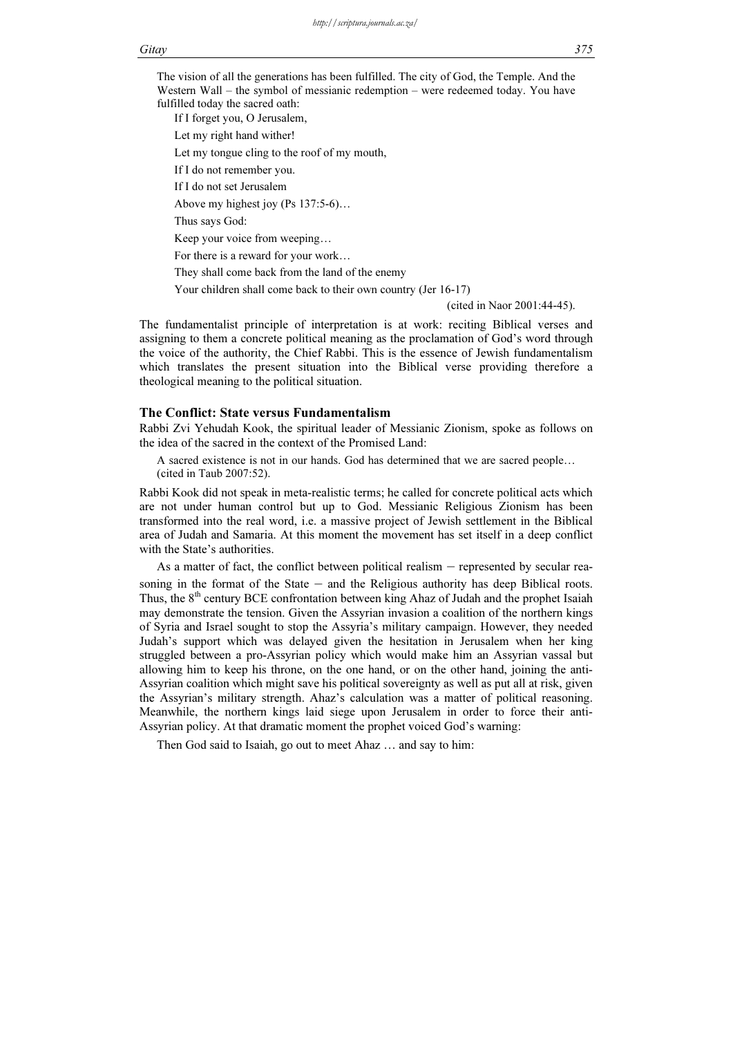The vision of all the generations has been fulfilled. The city of God, the Temple. And the Western Wall – the symbol of messianic redemption – were redeemed today. You have fulfilled today the sacred oath:

> If I forget you, O Jerusalem,
>
> Let my right hand wither!
>
> Let my tongue cling to the roof of my mouth,
>
> If I do not remember you.
>
> If I do not set Jerusalem
>
> Above my highest joy (Ps 137:5-6)…
>
> Thus says God:
>
> Keep your voice from weeping…
>
> For there is a reward for your work…
>
> They shall come back from the land of the enemy
>
> Your children shall come back to their own country (Jer 16-17)
>
> (cited in Naor 2001:44-45).

The fundamentalist principle of interpretation is at work: reciting Biblical verses and assigning to them a concrete political meaning as the proclamation of God's word through the voice of the authority, the Chief Rabbi. This is the essence of Jewish fundamentalism which translates the present situation into the Biblical verse providing therefore a theological meaning to the political situation.

## The Conflict: State versus Fundamentalism

Rabbi Zvi Yehudah Kook, the spiritual leader of Messianic Zionism, spoke as follows on the idea of the sacred in the context of the Promised Land:

> A sacred existence is not in our hands. God has determined that we are sacred people… (cited in Taub 2007:52).

Rabbi Kook did not speak in meta-realistic terms; he called for concrete political acts which are not under human control but up to God. Messianic Religious Zionism has been transformed into the real word, i.e. a massive project of Jewish settlement in the Biblical area of Judah and Samaria. At this moment the movement has set itself in a deep conflict with the State's authorities.

As a matter of fact, the conflict between political realism – represented by secular reasoning in the format of the State – and the Religious authority has deep Biblical roots. Thus, the 8th century BCE confrontation between king Ahaz of Judah and the prophet Isaiah may demonstrate the tension. Given the Assyrian invasion a coalition of the northern kings of Syria and Israel sought to stop the Assyria's military campaign. However, they needed Judah's support which was delayed given the hesitation in Jerusalem when her king struggled between a pro-Assyrian policy which would make him an Assyrian vassal but allowing him to keep his throne, on the one hand, or on the other hand, joining the anti-Assyrian coalition which might save his political sovereignty as well as put all at risk, given the Assyrian's military strength. Ahaz's calculation was a matter of political reasoning. Meanwhile, the northern kings laid siege upon Jerusalem in order to force their anti-Assyrian policy. At that dramatic moment the prophet voiced God's warning:

> Then God said to Isaiah, go out to meet Ahaz … and say to him: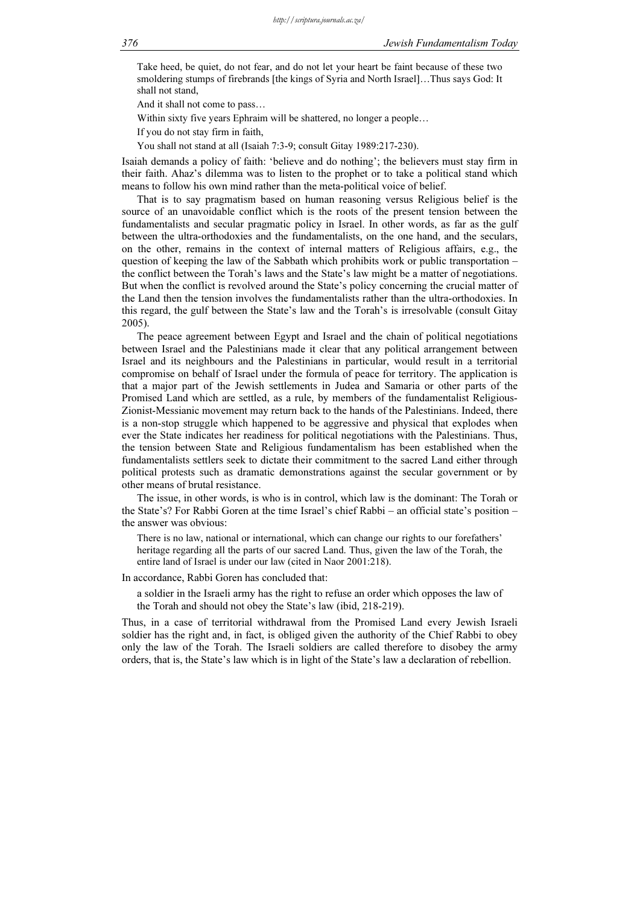> Take heed, be quiet, do not fear, and do not let your heart be faint because of these two smoldering stumps of firebrands [the kings of Syria and North Israel]…Thus says God: It shall not stand,
>
> And it shall not come to pass…
>
> Within sixty five years Ephraim will be shattered, no longer a people…
>
> If you do not stay firm in faith,
>
> You shall not stand at all (Isaiah 7:3-9; consult Gitay 1989:217-230).

Isaiah demands a policy of faith: 'believe and do nothing'; the believers must stay firm in their faith. Ahaz's dilemma was to listen to the prophet or to take a political stand which means to follow his own mind rather than the meta-political voice of belief.

That is to say pragmatism based on human reasoning versus Religious belief is the source of an unavoidable conflict which is the roots of the present tension between the fundamentalists and secular pragmatic policy in Israel. In other words, as far as the gulf between the ultra-orthodoxies and the fundamentalists, on the one hand, and the seculars, on the other, remains in the context of internal matters of Religious affairs, e.g., the question of keeping the law of the Sabbath which prohibits work or public transportation – the conflict between the Torah's laws and the State's law might be a matter of negotiations. But when the conflict is revolved around the State's policy concerning the crucial matter of the Land then the tension involves the fundamentalists rather than the ultra-orthodoxies. In this regard, the gulf between the State's law and the Torah's is irresolvable (consult Gitay 2005).

The peace agreement between Egypt and Israel and the chain of political negotiations between Israel and the Palestinians made it clear that any political arrangement between Israel and its neighbours and the Palestinians in particular, would result in a territorial compromise on behalf of Israel under the formula of peace for territory. The application is that a major part of the Jewish settlements in Judea and Samaria or other parts of the Promised Land which are settled, as a rule, by members of the fundamentalist Religious-Zionist-Messianic movement may return back to the hands of the Palestinians. Indeed, there is a non-stop struggle which happened to be aggressive and physical that explodes when ever the State indicates her readiness for political negotiations with the Palestinians. Thus, the tension between State and Religious fundamentalism has been established when the fundamentalists settlers seek to dictate their commitment to the sacred Land either through political protests such as dramatic demonstrations against the secular government or by other means of brutal resistance.

The issue, in other words, is who is in control, which law is the dominant: The Torah or the State's? For Rabbi Goren at the time Israel's chief Rabbi – an official state's position – the answer was obvious:

> There is no law, national or international, which can change our rights to our forefathers' heritage regarding all the parts of our sacred Land. Thus, given the law of the Torah, the entire land of Israel is under our law (cited in Naor 2001:218).

In accordance, Rabbi Goren has concluded that:

> a soldier in the Israeli army has the right to refuse an order which opposes the law of the Torah and should not obey the State's law (ibid, 218-219).

Thus, in a case of territorial withdrawal from the Promised Land every Jewish Israeli soldier has the right and, in fact, is obliged given the authority of the Chief Rabbi to obey only the law of the Torah. The Israeli soldiers are called therefore to disobey the army orders, that is, the State's law which is in light of the State's law a declaration of rebellion.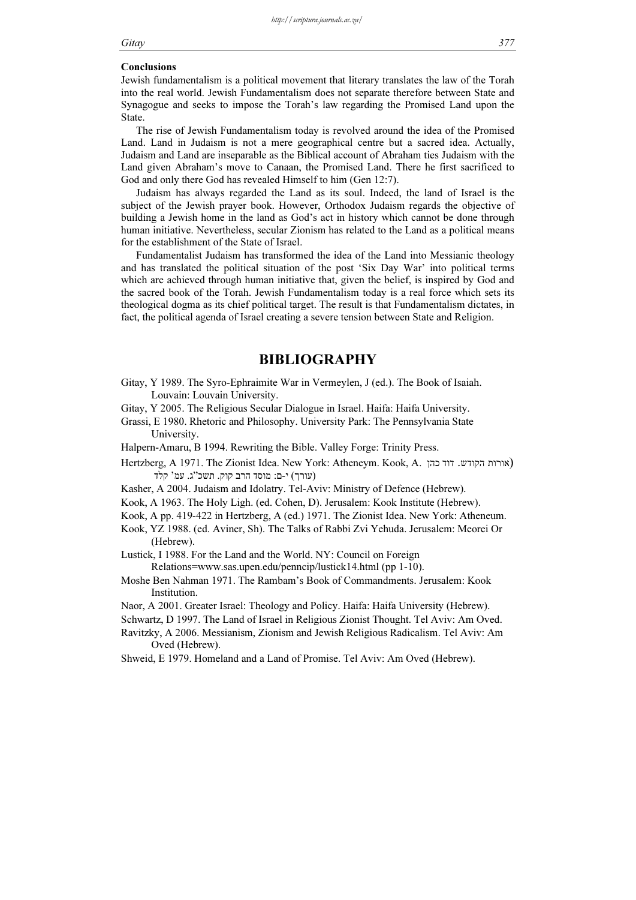**Conclusions**

Jewish fundamentalism is a political movement that literary translates the law of the Torah into the real world. Jewish Fundamentalism does not separate therefore between State and Synagogue and seeks to impose the Torah's law regarding the Promised Land upon the State.

The rise of Jewish Fundamentalism today is revolved around the idea of the Promised Land. Land in Judaism is not a mere geographical centre but a sacred idea. Actually, Judaism and Land are inseparable as the Biblical account of Abraham ties Judaism with the Land given Abraham's move to Canaan, the Promised Land. There he first sacrificed to God and only there God has revealed Himself to him (Gen 12:7).

Judaism has always regarded the Land as its soul. Indeed, the land of Israel is the subject of the Jewish prayer book. However, Orthodox Judaism regards the objective of building a Jewish home in the land as God's act in history which cannot be done through human initiative. Nevertheless, secular Zionism has related to the Land as a political means for the establishment of the State of Israel.

Fundamentalist Judaism has transformed the idea of the Land into Messianic theology and has translated the political situation of the post 'Six Day War' into political terms which are achieved through human initiative that, given the belief, is inspired by God and the sacred book of the Torah. Jewish Fundamentalism today is a real force which sets its theological dogma as its chief political target. The result is that Fundamentalism dictates, in fact, the political agenda of Israel creating a severe tension between State and Religion.

# BIBLIOGRAPHY

Gitay, Y 1989. The Syro-Ephraimite War in Vermeylen, J (ed.). The Book of Isaiah. Louvain: Louvain University.

Gitay, Y 2005. The Religious Secular Dialogue in Israel. Haifa: Haifa University.

Grassi, E 1980. Rhetoric and Philosophy. University Park: The Pennsylvania State University.

Halpern-Amaru, B 1994. Rewriting the Bible. Valley Forge: Trinity Press.

Hertzberg, A 1971. The Zionist Idea. New York: Atheneym. Kook, A. אורות הקודש. דוד כהן (עורך) י-ם: מוסד הרב קוק. תשכ"ג. עמ' קלד)

Kasher, A 2004. Judaism and Idolatry. Tel-Aviv: Ministry of Defence (Hebrew).

Kook, A 1963. The Holy Ligh. (ed. Cohen, D). Jerusalem: Kook Institute (Hebrew).

Kook, A pp. 419-422 in Hertzberg, A (ed.) 1971. The Zionist Idea. New York: Atheneum.

Kook, YZ 1988. (ed. Aviner, Sh). The Talks of Rabbi Zvi Yehuda. Jerusalem: Meorei Or (Hebrew).

Lustick, I 1988. For the Land and the World. NY: Council on Foreign Relations=www.sas.upen.edu/penncip/lustick14.html (pp 1-10).

Moshe Ben Nahman 1971. The Rambam's Book of Commandments. Jerusalem: Kook Institution.

Naor, A 2001. Greater Israel: Theology and Policy. Haifa: Haifa University (Hebrew).

Schwartz, D 1997. The Land of Israel in Religious Zionist Thought. Tel Aviv: Am Oved.

Ravitzky, A 2006. Messianism, Zionism and Jewish Religious Radicalism. Tel Aviv: Am Oved (Hebrew).

Shweid, E 1979. Homeland and a Land of Promise. Tel Aviv: Am Oved (Hebrew).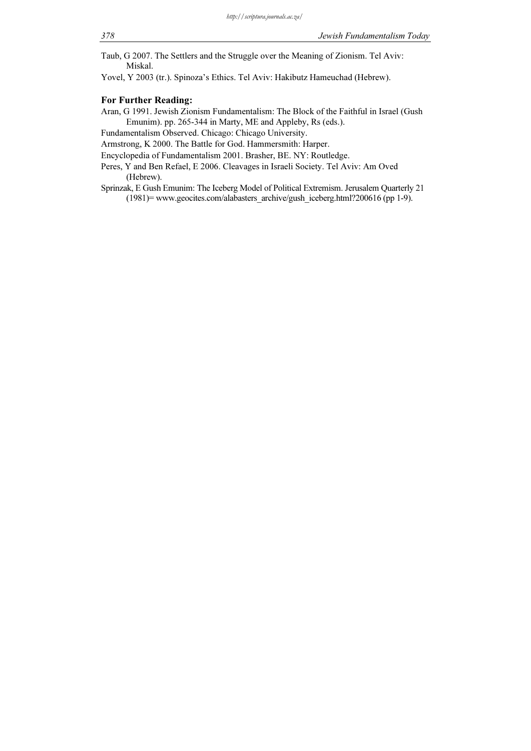Taub, G 2007. The Settlers and the Struggle over the Meaning of Zionism. Tel Aviv: Miskal.

Yovel, Y 2003 (tr.). Spinoza's Ethics. Tel Aviv: Hakibutz Hameuchad (Hebrew).

### For Further Reading:

Aran, G 1991. Jewish Zionism Fundamentalism: The Block of the Faithful in Israel (Gush Emunim). pp. 265-344 in Marty, ME and Appleby, Rs (eds.).

Fundamentalism Observed. Chicago: Chicago University.

Armstrong, K 2000. The Battle for God. Hammersmith: Harper.

Encyclopedia of Fundamentalism 2001. Brasher, BE. NY: Routledge.

Peres, Y and Ben Refael, E 2006. Cleavages in Israeli Society. Tel Aviv: Am Oved (Hebrew).

Sprinzak, E Gush Emunim: The Iceberg Model of Political Extremism. Jerusalem Quarterly 21 (1981)= www.geocites.com/alabasters_archive/gush_iceberg.html?200616 (pp 1-9).